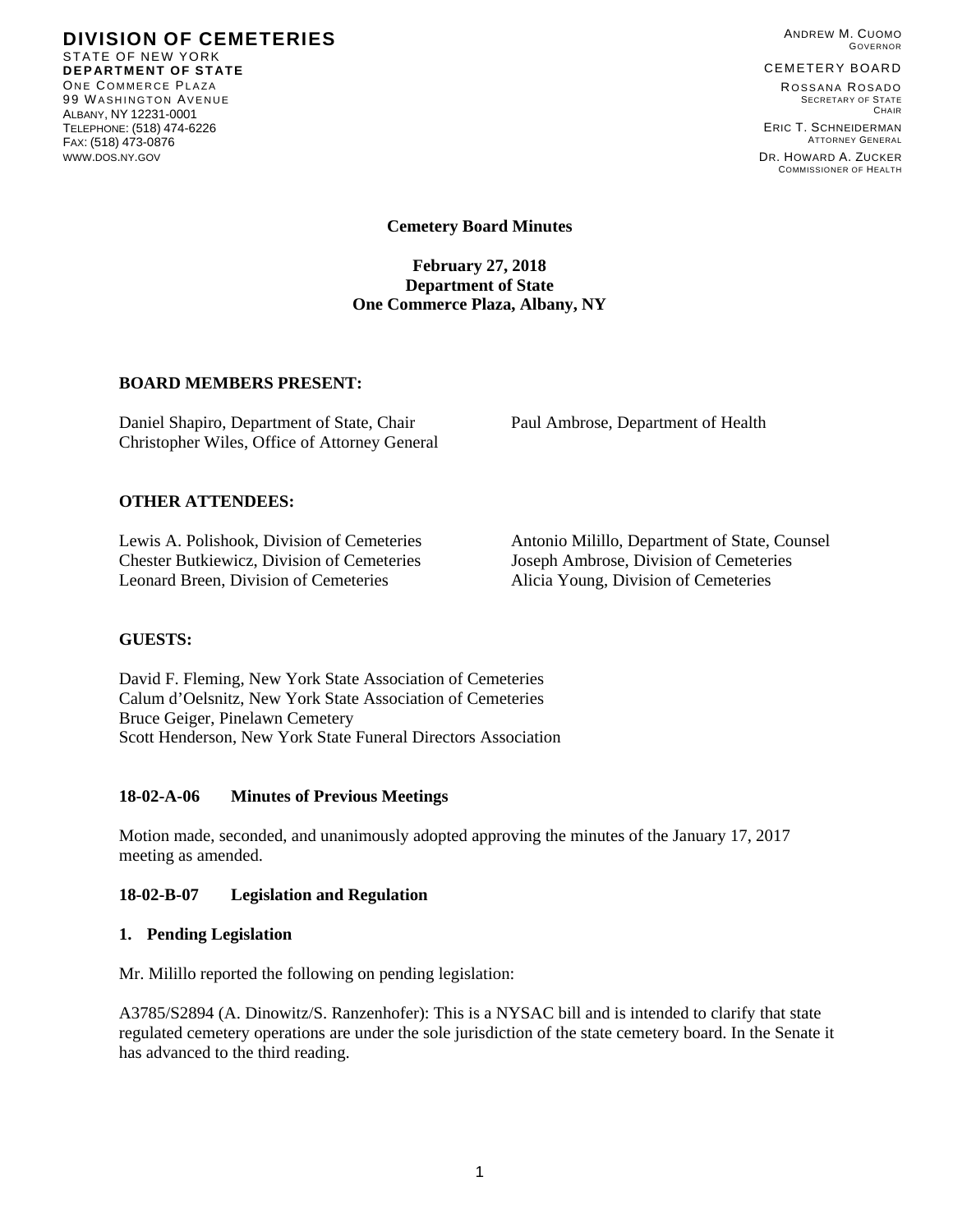**DIVISION OF CEMETERIES**
STATE OF NEW YORK
**DEPARTMENT OF STATE**
ONE COMMERCE PLAZA
99 WASHINGTON AVENUE
ALBANY, NY 12231-0001
TELEPHONE: (518) 474-6226
FAX: (518) 473-0876
WWW.DOS.NY.GOV

ANDREW M. CUOMO
GOVERNOR

CEMETERY BOARD

ROSSANA ROSADO
SECRETARY OF STATE
CHAIR

ERIC T. SCHNEIDERMAN
ATTORNEY GENERAL

DR. HOWARD A. ZUCKER
COMMISSIONER OF HEALTH

**Cemetery Board Minutes**

**February 27, 2018**
**Department of State**
**One Commerce Plaza, Albany, NY**

**BOARD MEMBERS PRESENT:**

Daniel Shapiro, Department of State, Chair
Christopher Wiles, Office of Attorney General
Paul Ambrose, Department of Health

**OTHER ATTENDEES:**

Lewis A. Polishook, Division of Cemeteries
Chester Butkiewicz, Division of Cemeteries
Leonard Breen, Division of Cemeteries
Antonio Milillo, Department of State, Counsel
Joseph Ambrose, Division of Cemeteries
Alicia Young, Division of Cemeteries

**GUESTS:**

David F. Fleming, New York State Association of Cemeteries
Calum d'Oelsnitz, New York State Association of Cemeteries
Bruce Geiger, Pinelawn Cemetery
Scott Henderson, New York State Funeral Directors Association

**18-02-A-06 Minutes of Previous Meetings**

Motion made, seconded, and unanimously adopted approving the minutes of the January 17, 2017 meeting as amended.

**18-02-B-07 Legislation and Regulation**

**1. Pending Legislation**

Mr. Milillo reported the following on pending legislation:

A3785/S2894 (A. Dinowitz/S. Ranzenhofer): This is a NYSAC bill and is intended to clarify that state regulated cemetery operations are under the sole jurisdiction of the state cemetery board. In the Senate it has advanced to the third reading.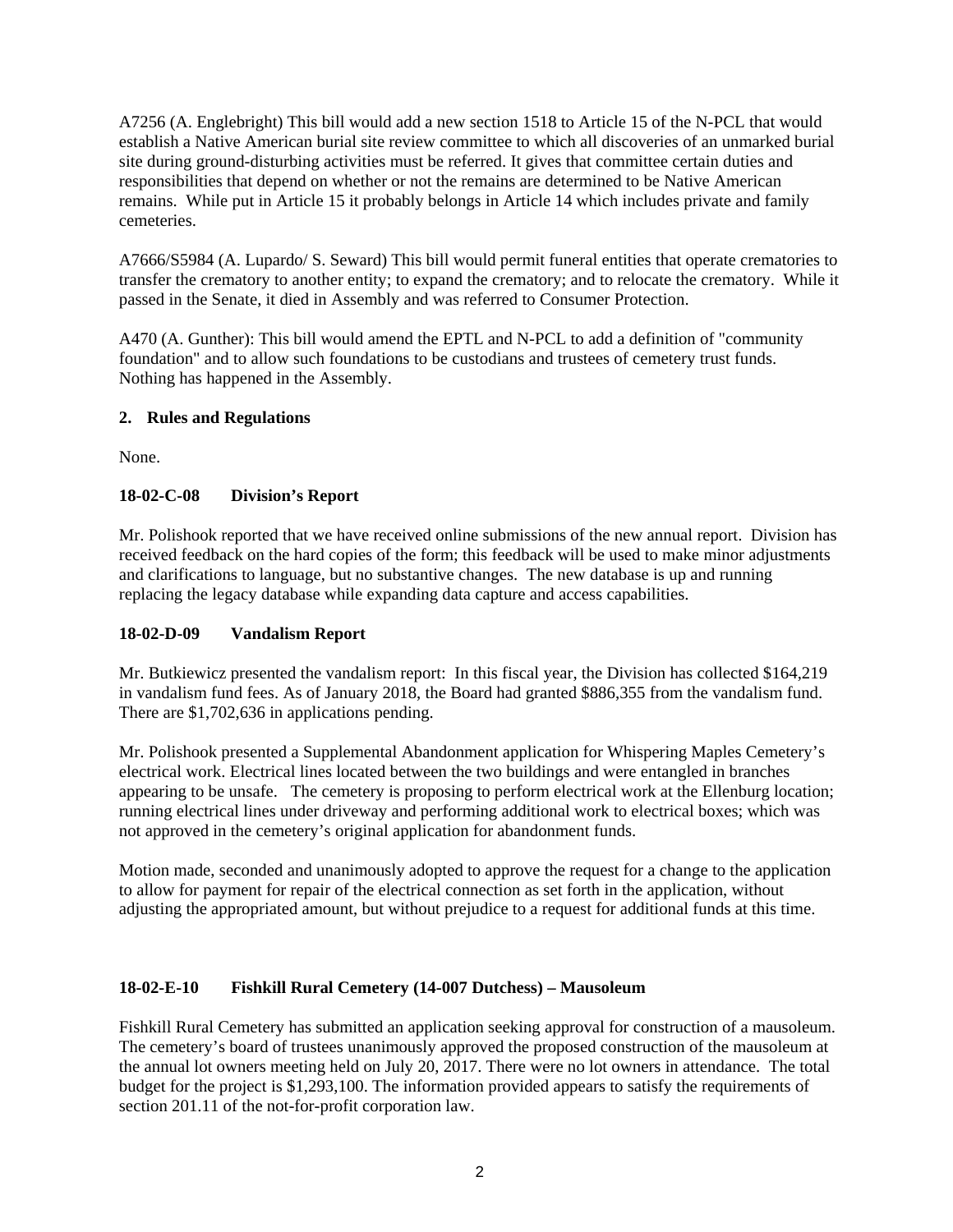A7256 (A. Englebright) This bill would add a new section 1518 to Article 15 of the N-PCL that would establish a Native American burial site review committee to which all discoveries of an unmarked burial site during ground-disturbing activities must be referred. It gives that committee certain duties and responsibilities that depend on whether or not the remains are determined to be Native American remains. While put in Article 15 it probably belongs in Article 14 which includes private and family cemeteries.

A7666/S5984 (A. Lupardo/ S. Seward) This bill would permit funeral entities that operate crematories to transfer the crematory to another entity; to expand the crematory; and to relocate the crematory. While it passed in the Senate, it died in Assembly and was referred to Consumer Protection.

A470 (A. Gunther): This bill would amend the EPTL and N-PCL to add a definition of "community foundation" and to allow such foundations to be custodians and trustees of cemetery trust funds. Nothing has happened in the Assembly.

**2. Rules and Regulations**

None.

**18-02-C-08 Division's Report**

Mr. Polishook reported that we have received online submissions of the new annual report. Division has received feedback on the hard copies of the form; this feedback will be used to make minor adjustments and clarifications to language, but no substantive changes. The new database is up and running replacing the legacy database while expanding data capture and access capabilities.

**18-02-D-09 Vandalism Report**

Mr. Butkiewicz presented the vandalism report: In this fiscal year, the Division has collected $164,219 in vandalism fund fees. As of January 2018, the Board had granted $886,355 from the vandalism fund. There are $1,702,636 in applications pending.

Mr. Polishook presented a Supplemental Abandonment application for Whispering Maples Cemetery's electrical work. Electrical lines located between the two buildings and were entangled in branches appearing to be unsafe. The cemetery is proposing to perform electrical work at the Ellenburg location; running electrical lines under driveway and performing additional work to electrical boxes; which was not approved in the cemetery's original application for abandonment funds.

Motion made, seconded and unanimously adopted to approve the request for a change to the application to allow for payment for repair of the electrical connection as set forth in the application, without adjusting the appropriated amount, but without prejudice to a request for additional funds at this time.

**18-02-E-10 Fishkill Rural Cemetery (14-007 Dutchess) – Mausoleum**

Fishkill Rural Cemetery has submitted an application seeking approval for construction of a mausoleum. The cemetery's board of trustees unanimously approved the proposed construction of the mausoleum at the annual lot owners meeting held on July 20, 2017. There were no lot owners in attendance. The total budget for the project is $1,293,100. The information provided appears to satisfy the requirements of section 201.11 of the not-for-profit corporation law.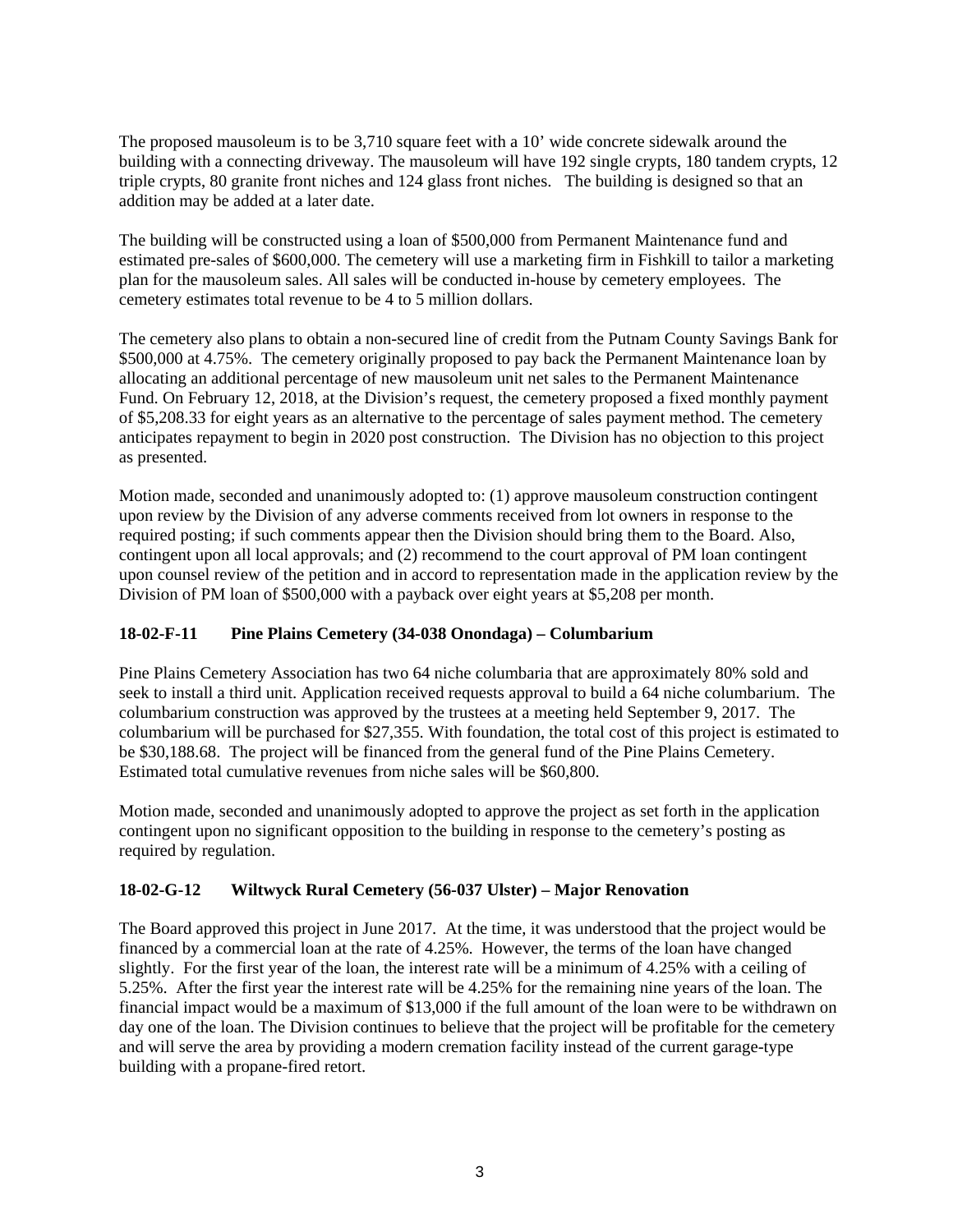The proposed mausoleum is to be 3,710 square feet with a 10' wide concrete sidewalk around the building with a connecting driveway. The mausoleum will have 192 single crypts, 180 tandem crypts, 12 triple crypts, 80 granite front niches and 124 glass front niches. The building is designed so that an addition may be added at a later date.

The building will be constructed using a loan of $500,000 from Permanent Maintenance fund and estimated pre-sales of $600,000. The cemetery will use a marketing firm in Fishkill to tailor a marketing plan for the mausoleum sales. All sales will be conducted in-house by cemetery employees. The cemetery estimates total revenue to be 4 to 5 million dollars.

The cemetery also plans to obtain a non-secured line of credit from the Putnam County Savings Bank for $500,000 at 4.75%. The cemetery originally proposed to pay back the Permanent Maintenance loan by allocating an additional percentage of new mausoleum unit net sales to the Permanent Maintenance Fund. On February 12, 2018, at the Division's request, the cemetery proposed a fixed monthly payment of $5,208.33 for eight years as an alternative to the percentage of sales payment method. The cemetery anticipates repayment to begin in 2020 post construction. The Division has no objection to this project as presented.

Motion made, seconded and unanimously adopted to: (1) approve mausoleum construction contingent upon review by the Division of any adverse comments received from lot owners in response to the required posting; if such comments appear then the Division should bring them to the Board. Also, contingent upon all local approvals; and (2) recommend to the court approval of PM loan contingent upon counsel review of the petition and in accord to representation made in the application review by the Division of PM loan of $500,000 with a payback over eight years at $5,208 per month.

**18-02-F-11 Pine Plains Cemetery (34-038 Onondaga) – Columbarium**

Pine Plains Cemetery Association has two 64 niche columbaria that are approximately 80% sold and seek to install a third unit. Application received requests approval to build a 64 niche columbarium. The columbarium construction was approved by the trustees at a meeting held September 9, 2017. The columbarium will be purchased for $27,355. With foundation, the total cost of this project is estimated to be $30,188.68. The project will be financed from the general fund of the Pine Plains Cemetery. Estimated total cumulative revenues from niche sales will be $60,800.

Motion made, seconded and unanimously adopted to approve the project as set forth in the application contingent upon no significant opposition to the building in response to the cemetery's posting as required by regulation.

**18-02-G-12 Wiltwyck Rural Cemetery (56-037 Ulster) – Major Renovation**

The Board approved this project in June 2017. At the time, it was understood that the project would be financed by a commercial loan at the rate of 4.25%. However, the terms of the loan have changed slightly. For the first year of the loan, the interest rate will be a minimum of 4.25% with a ceiling of 5.25%. After the first year the interest rate will be 4.25% for the remaining nine years of the loan. The financial impact would be a maximum of $13,000 if the full amount of the loan were to be withdrawn on day one of the loan. The Division continues to believe that the project will be profitable for the cemetery and will serve the area by providing a modern cremation facility instead of the current garage-type building with a propane-fired retort.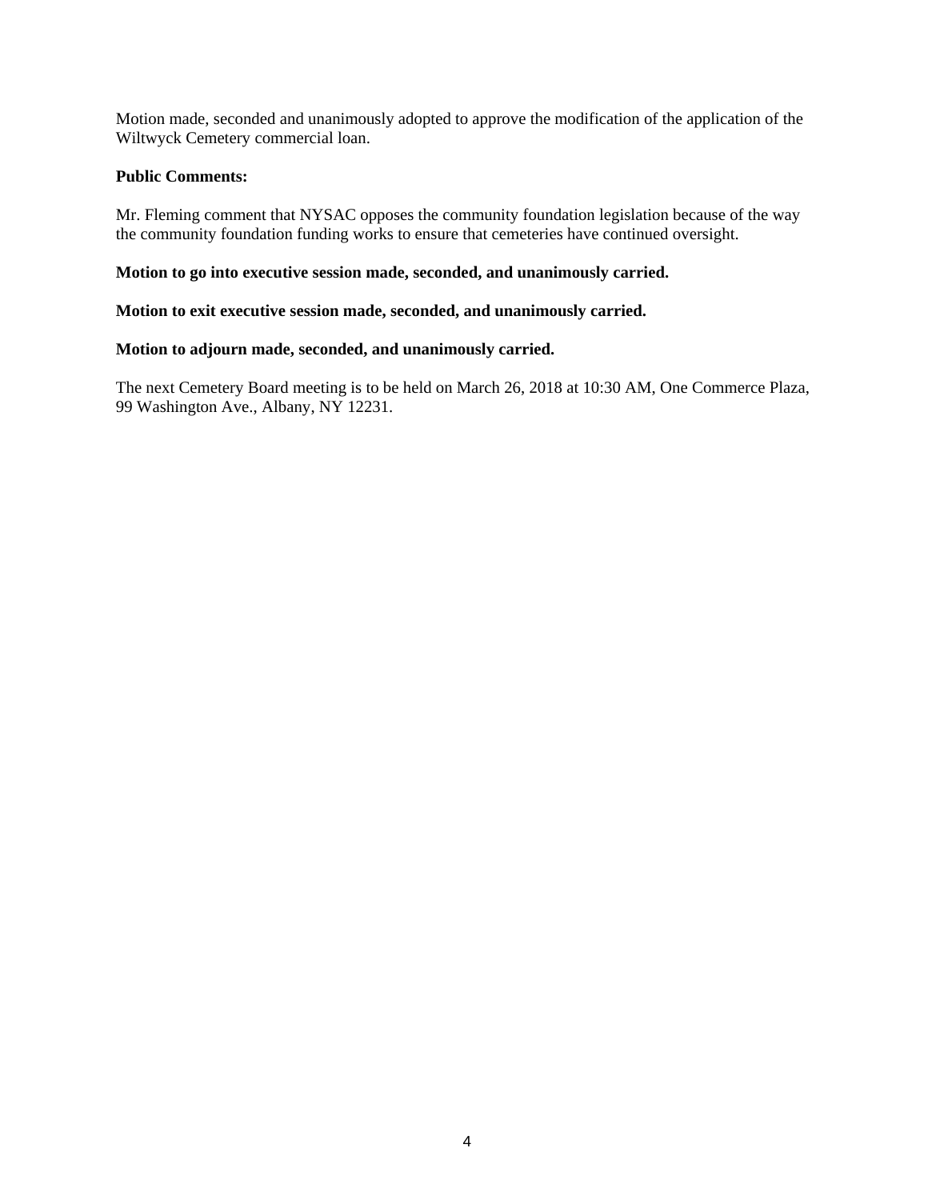Motion made, seconded and unanimously adopted to approve the modification of the application of the Wiltwyck Cemetery commercial loan.

**Public Comments:**

Mr. Fleming comment that NYSAC opposes the community foundation legislation because of the way the community foundation funding works to ensure that cemeteries have continued oversight.

**Motion to go into executive session made, seconded, and unanimously carried.**

**Motion to exit executive session made, seconded, and unanimously carried.**

**Motion to adjourn made, seconded, and unanimously carried.**

The next Cemetery Board meeting is to be held on March 26, 2018 at 10:30 AM, One Commerce Plaza, 99 Washington Ave., Albany, NY 12231.